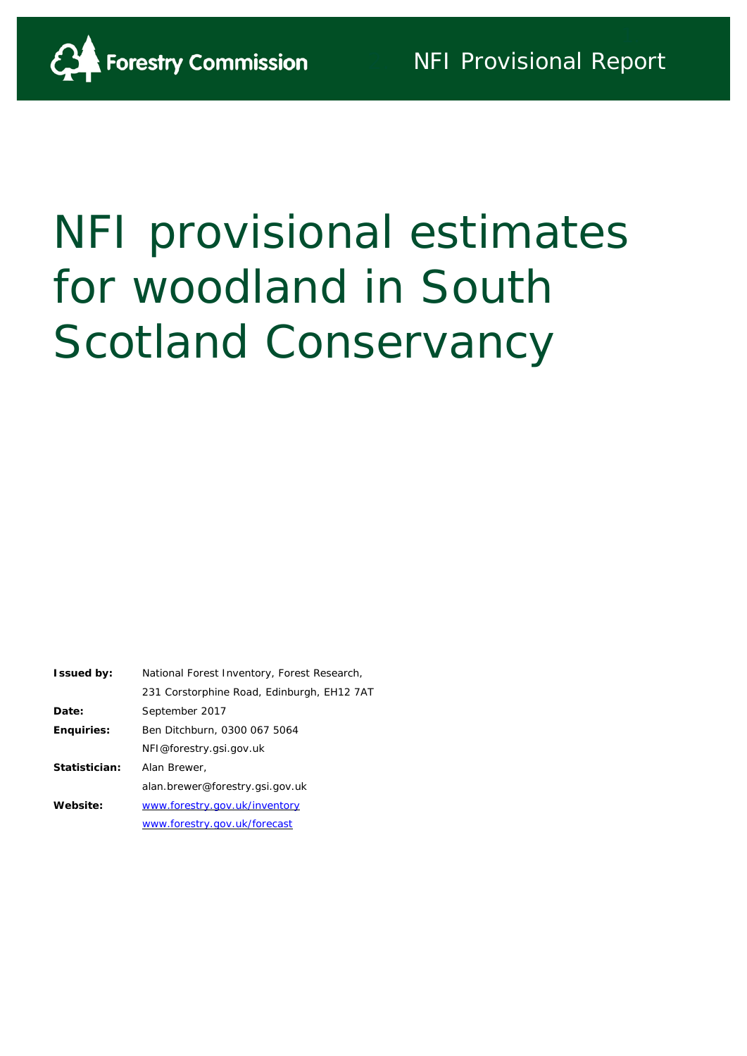Forestry Commission

NFI Provisional Report

# NFI provisional estimates for woodland in South Scotland Conservancy

| | |
|---|---|
| **Issued by:** | National Forest Inventory, Forest Research, |
| | 231 Corstorphine Road, Edinburgh, EH12 7AT |
| **Date:** | September 2017 |
| **Enquiries:** | Ben Ditchburn, 0300 067 5064 |
| | NFI@forestry.gsi.gov.uk |
| **Statistician:** | Alan Brewer, |
| | alan.brewer@forestry.gsi.gov.uk |
| **Website:** | www.forestry.gov.uk/inventory |
| | www.forestry.gov.uk/forecast |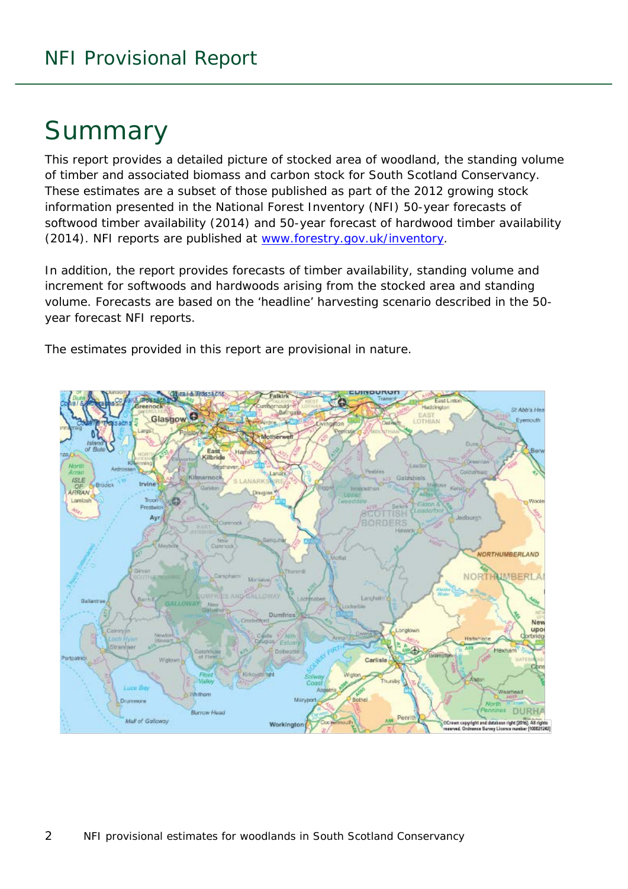# Summary

This report provides a detailed picture of stocked area of woodland, the standing volume of timber and associated biomass and carbon stock for South Scotland Conservancy. These estimates are a subset of those published as part of the 2012 growing stock information presented in the National Forest Inventory (NFI) 50-year forecasts of softwood timber availability (2014) and 50-year forecast of hardwood timber availability (2014). NFI reports are published at www.forestry.gov.uk/inventory.

In addition, the report provides forecasts of timber availability, standing volume and increment for softwoods and hardwoods arising from the stocked area and standing volume. Forecasts are based on the 'headline' harvesting scenario described in the 50-year forecast NFI reports.

The estimates provided in this report are provisional in nature.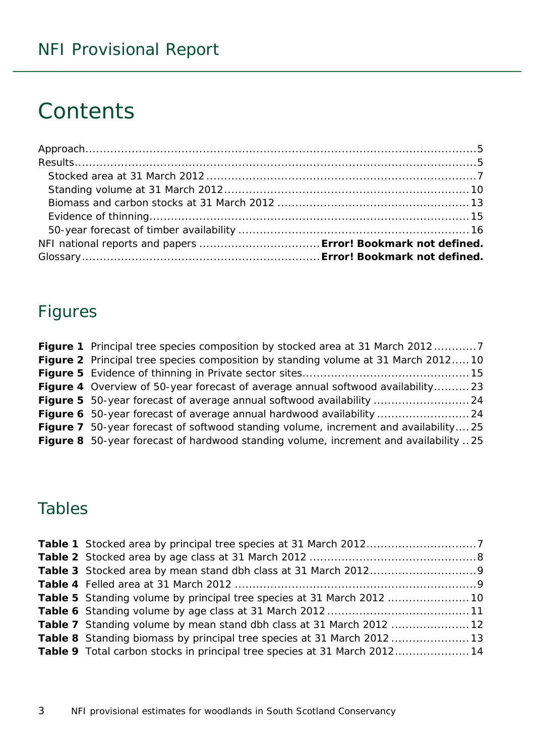# Contents

Approach .......... 5
Results .......... 5
  Stocked area at 31 March 2012 .......... 7
  Standing volume at 31 March 2012 .......... 10
  Biomass and carbon stocks at 31 March 2012 .......... 13
  Evidence of thinning .......... 15
  50-year forecast of timber availability .......... 16
NFI national reports and papers .......... **Error! Bookmark not defined.**
Glossary .......... **Error! Bookmark not defined.**

## Figures

**Figure 1** Principal tree species composition by stocked area at 31 March 2012 .......... 7
**Figure 2** Principal tree species composition by standing volume at 31 March 2012 .......... 10
**Figure 5** Evidence of thinning in Private sector sites .......... 15
**Figure 4** Overview of 50-year forecast of average annual softwood availability .......... 23
**Figure 5** 50-year forecast of average annual softwood availability .......... 24
**Figure 6** 50-year forecast of average annual hardwood availability .......... 24
**Figure 7** 50-year forecast of softwood standing volume, increment and availability .......... 25
**Figure 8** 50-year forecast of hardwood standing volume, increment and availability .......... 25

## Tables

**Table 1** Stocked area by principal tree species at 31 March 2012 .......... 7
**Table 2** Stocked area by age class at 31 March 2012 .......... 8
**Table 3** Stocked area by mean stand dbh class at 31 March 2012 .......... 9
**Table 4** Felled area at 31 March 2012 .......... 9
**Table 5** Standing volume by principal tree species at 31 March 2012 .......... 10
**Table 6** Standing volume by age class at 31 March 2012 .......... 11
**Table 7** Standing volume by mean stand dbh class at 31 March 2012 .......... 12
**Table 8** Standing biomass by principal tree species at 31 March 2012 .......... 13
**Table 9** Total carbon stocks in principal tree species at 31 March 2012 .......... 14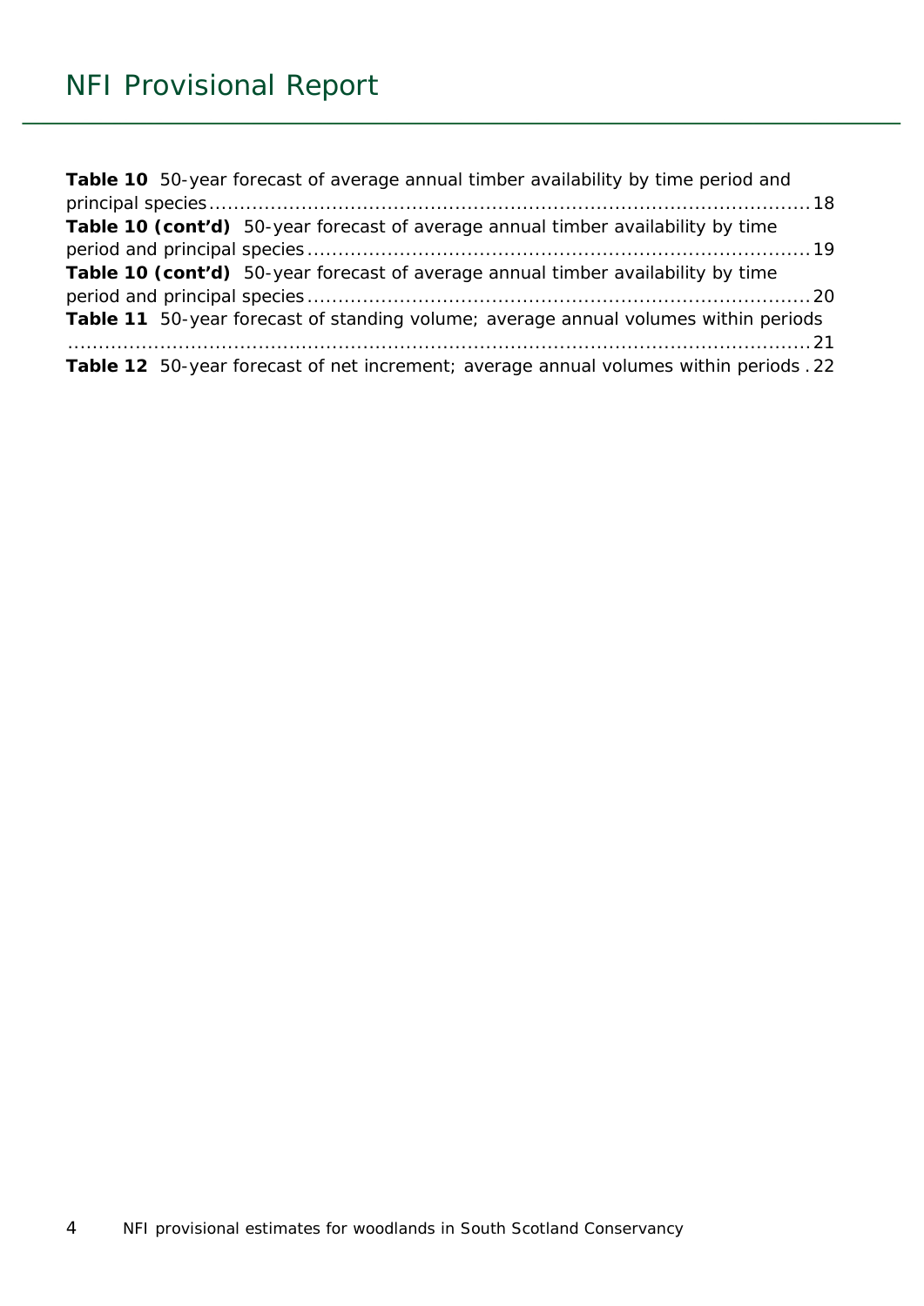**Table 10** 50-year forecast of average annual timber availability by time period and principal species ........ 18

**Table 10 (cont'd)** 50-year forecast of average annual timber availability by time period and principal species ........ 19

**Table 10 (cont'd)** 50-year forecast of average annual timber availability by time period and principal species ........ 20

**Table 11** 50-year forecast of standing volume; average annual volumes within periods ........ 21

**Table 12** 50-year forecast of net increment; average annual volumes within periods . 22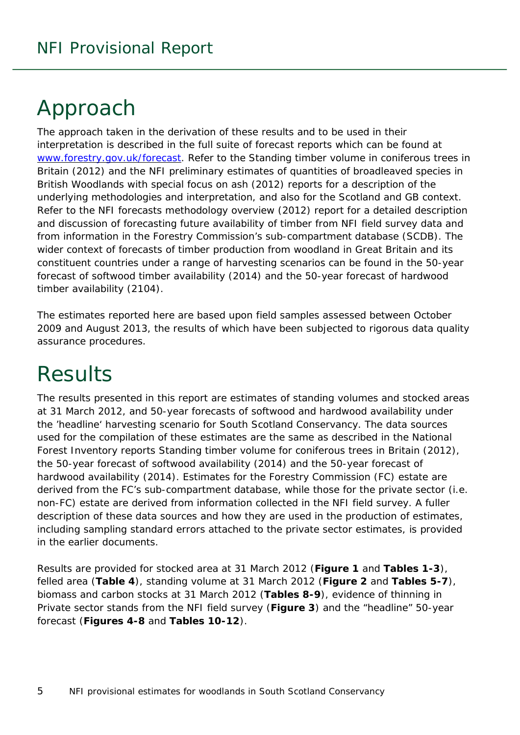# Approach

The approach taken in the derivation of these results and to be used in their interpretation is described in the full suite of forecast reports which can be found at [www.forestry.gov.uk/forecast](http://www.forestry.gov.uk/forecast). Refer to the Standing timber volume in coniferous trees in Britain (2012) and the NFI preliminary estimates of quantities of broadleaved species in British Woodlands with special focus on ash (2012) reports for a description of the underlying methodologies and interpretation, and also for the Scotland and GB context. Refer to the NFI forecasts methodology overview (2012) report for a detailed description and discussion of forecasting future availability of timber from NFI field survey data and from information in the Forestry Commission's sub-compartment database (SCDB). The wider context of forecasts of timber production from woodland in Great Britain and its constituent countries under a range of harvesting scenarios can be found in the 50-year forecast of softwood timber availability (2014) and the 50-year forecast of hardwood timber availability (2104).

The estimates reported here are based upon field samples assessed between October 2009 and August 2013, the results of which have been subjected to rigorous data quality assurance procedures.

# Results

The results presented in this report are estimates of standing volumes and stocked areas at 31 March 2012, and 50-year forecasts of softwood and hardwood availability under the 'headline' harvesting scenario for South Scotland Conservancy. The data sources used for the compilation of these estimates are the same as described in the National Forest Inventory reports Standing timber volume for coniferous trees in Britain (2012), the 50-year forecast of softwood availability (2014) and the 50-year forecast of hardwood availability (2014). Estimates for the Forestry Commission (FC) estate are derived from the FC's sub-compartment database, while those for the private sector (i.e. non-FC) estate are derived from information collected in the NFI field survey. A fuller description of these data sources and how they are used in the production of estimates, including sampling standard errors attached to the private sector estimates, is provided in the earlier documents.

Results are provided for stocked area at 31 March 2012 (**Figure 1** and **Tables 1-3**), felled area (**Table 4**), standing volume at 31 March 2012 (**Figure 2** and **Tables 5-7**), biomass and carbon stocks at 31 March 2012 (**Tables 8-9**), evidence of thinning in Private sector stands from the NFI field survey (**Figure 3**) and the "headline" 50-year forecast (**Figures 4-8** and **Tables 10-12**).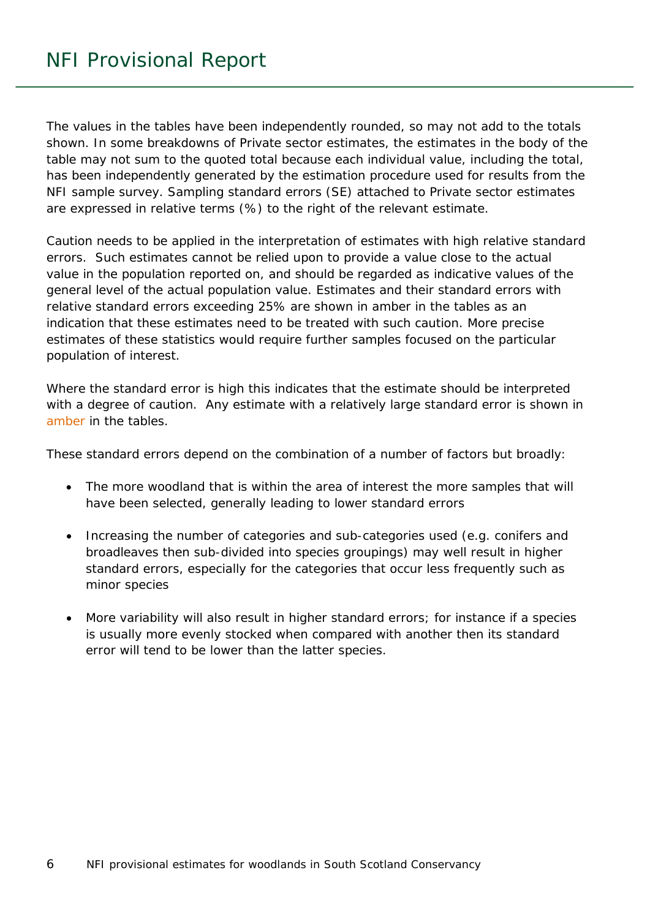The values in the tables have been independently rounded, so may not add to the totals shown. In some breakdowns of Private sector estimates, the estimates in the body of the table may not sum to the quoted total because each individual value, including the total, has been independently generated by the estimation procedure used for results from the NFI sample survey. Sampling standard errors (SE) attached to Private sector estimates are expressed in relative terms (%) to the right of the relevant estimate.

Caution needs to be applied in the interpretation of estimates with high relative standard errors. Such estimates cannot be relied upon to provide a value close to the actual value in the population reported on, and should be regarded as indicative values of the general level of the actual population value. Estimates and their standard errors with relative standard errors exceeding 25% are shown in amber in the tables as an indication that these estimates need to be treated with such caution. More precise estimates of these statistics would require further samples focused on the particular population of interest.

Where the standard error is high this indicates that the estimate should be interpreted with a degree of caution. Any estimate with a relatively large standard error is shown in amber in the tables.

These standard errors depend on the combination of a number of factors but broadly:

- The more woodland that is within the area of interest the more samples that will have been selected, generally leading to lower standard errors
- Increasing the number of categories and sub-categories used (e.g. conifers and broadleaves then sub-divided into species groupings) may well result in higher standard errors, especially for the categories that occur less frequently such as minor species
- More variability will also result in higher standard errors; for instance if a species is usually more evenly stocked when compared with another then its standard error will tend to be lower than the latter species.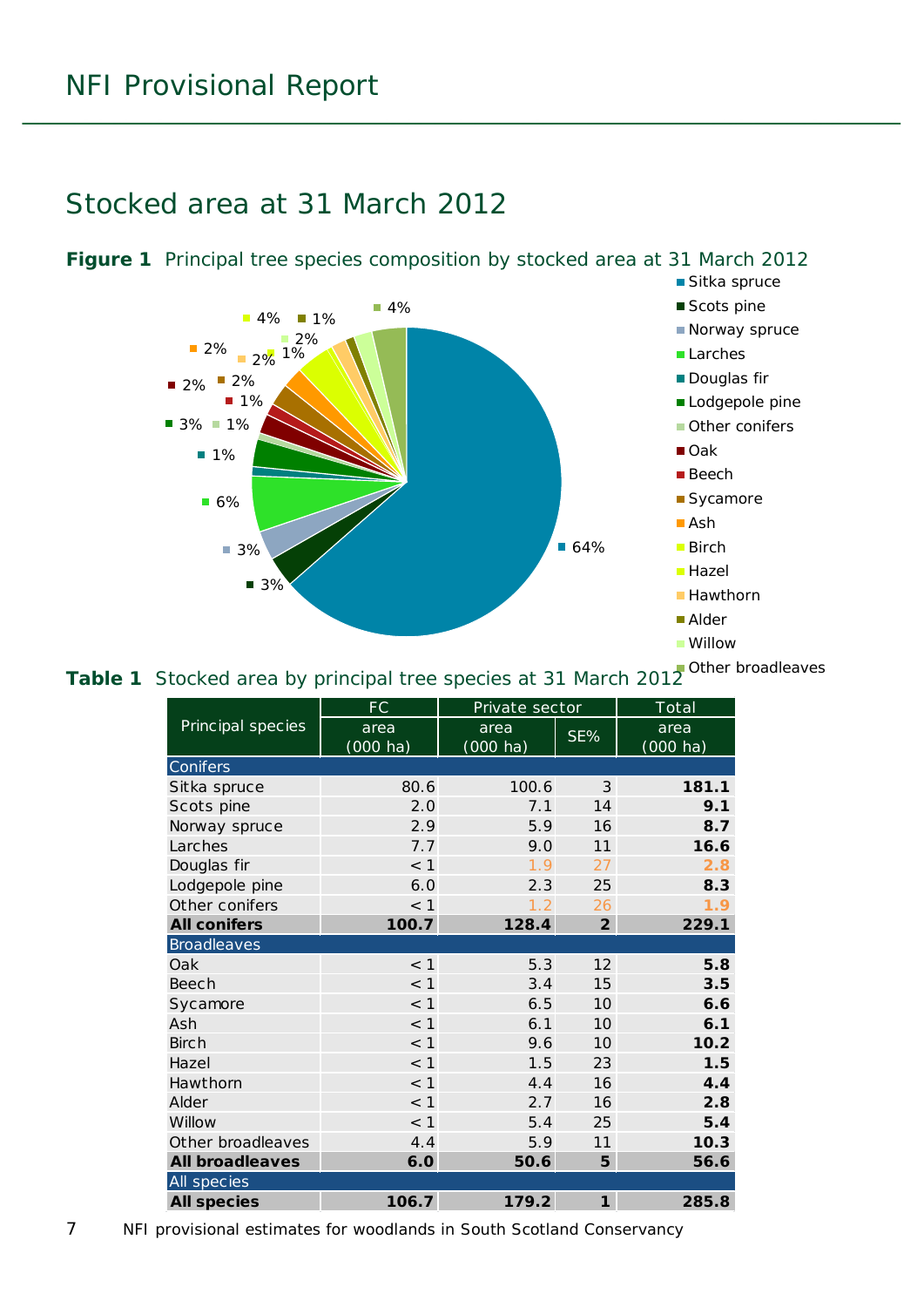# Stocked area at 31 March 2012

**Figure 1** Principal tree species composition by stocked area at 31 March 2012

| Species | % |
|---|---|
| Sitka spruce | 64% |
| Scots pine | 3% |
| Norway spruce | 3% |
| Larches | 6% |
| Douglas fir | 1% |
| Lodgepole pine | 3% |
| Other conifers | 1% |
| Oak | 2% |
| Beech | 1% |
| Sycamore | 2% |
| Ash | 2% |
| Birch | 4% |
| Hazel | 1% |
| Hawthorn | 2% |
| Alder | 1% |
| Willow | 2% |
| Other broadleaves | 4% |

**Table 1** Stocked area by principal tree species at 31 March 2012

| Principal species | FC | Private sector | | Total |
|---|---|---|---|---|
| | area (000 ha) | area (000 ha) | SE% | area (000 ha) |
| **Conifers** | | | | |
| Sitka spruce | 80.6 | 100.6 | 3 | **181.1** |
| Scots pine | 2.0 | 7.1 | 14 | **9.1** |
| Norway spruce | 2.9 | 5.9 | 16 | **8.7** |
| Larches | 7.7 | 9.0 | 11 | **16.6** |
| Douglas fir | < 1 | 1.9 | 27 | **2.8** |
| Lodgepole pine | 6.0 | 2.3 | 25 | **8.3** |
| Other conifers | < 1 | 1.2 | 26 | **1.9** |
| **All conifers** | **100.7** | **128.4** | **2** | **229.1** |
| **Broadleaves** | | | | |
| Oak | < 1 | 5.3 | 12 | **5.8** |
| Beech | < 1 | 3.4 | 15 | **3.5** |
| Sycamore | < 1 | 6.5 | 10 | **6.6** |
| Ash | < 1 | 6.1 | 10 | **6.1** |
| Birch | < 1 | 9.6 | 10 | **10.2** |
| Hazel | < 1 | 1.5 | 23 | **1.5** |
| Hawthorn | < 1 | 4.4 | 16 | **4.4** |
| Alder | < 1 | 2.7 | 16 | **2.8** |
| Willow | < 1 | 5.4 | 25 | **5.4** |
| Other broadleaves | 4.4 | 5.9 | 11 | **10.3** |
| **All broadleaves** | **6.0** | **50.6** | **5** | **56.6** |
| **All species** | | | | |
| **All species** | **106.7** | **179.2** | **1** | **285.8** |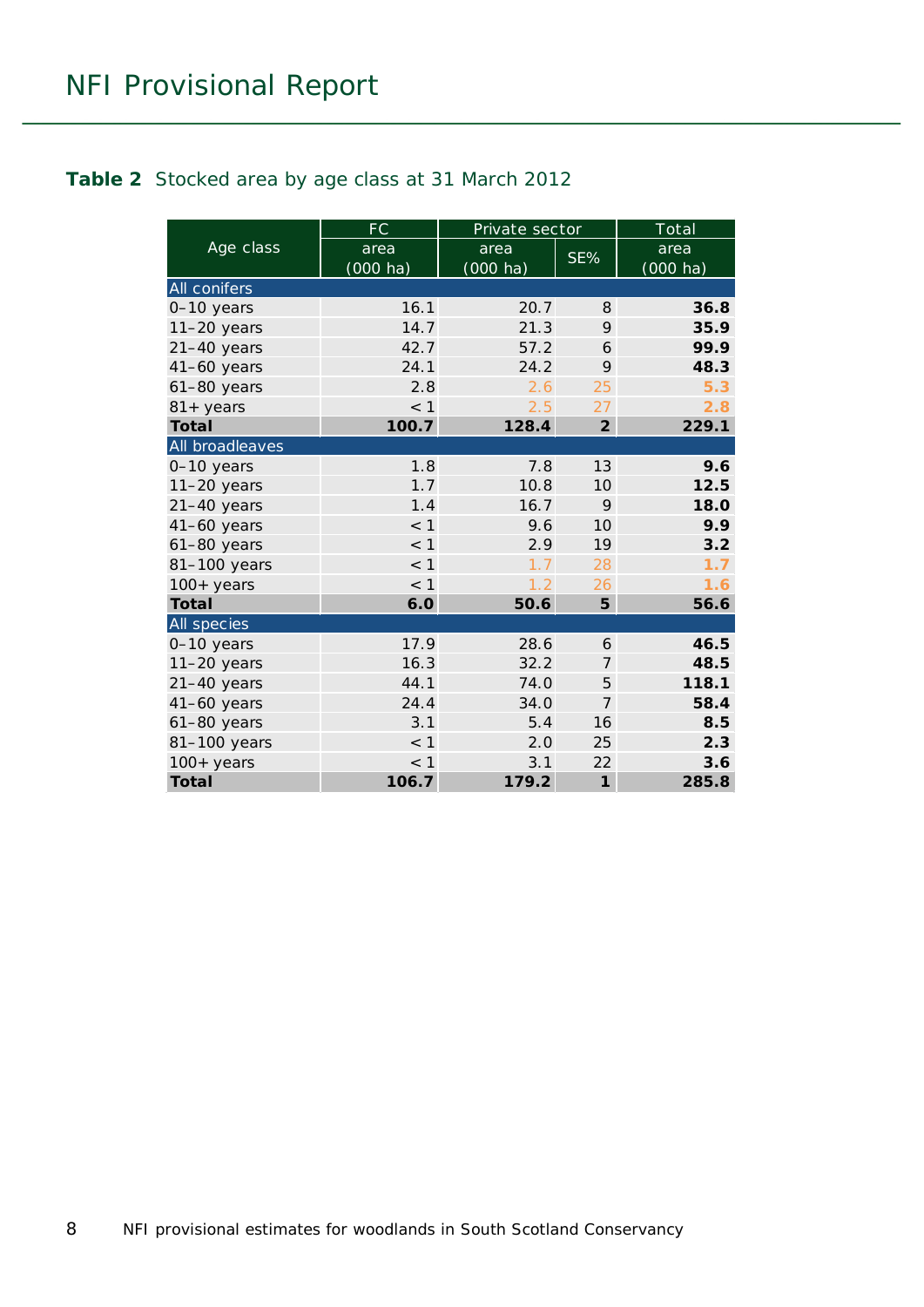**Table 2** Stocked area by age class at 31 March 2012

| Age class | FC | Private sector | | Total |
|---|---|---|---|---|
| | area (000 ha) | area (000 ha) | SE% | area (000 ha) |
| **All conifers** | | | | |
| 0–10 years | 16.1 | 20.7 | 8 | **36.8** |
| 11–20 years | 14.7 | 21.3 | 9 | **35.9** |
| 21–40 years | 42.7 | 57.2 | 6 | **99.9** |
| 41–60 years | 24.1 | 24.2 | 9 | **48.3** |
| 61–80 years | 2.8 | 2.6 | 25 | **5.3** |
| 81+ years | < 1 | 2.5 | 27 | **2.8** |
| **Total** | **100.7** | **128.4** | **2** | **229.1** |
| **All broadleaves** | | | | |
| 0–10 years | 1.8 | 7.8 | 13 | **9.6** |
| 11–20 years | 1.7 | 10.8 | 10 | **12.5** |
| 21–40 years | 1.4 | 16.7 | 9 | **18.0** |
| 41–60 years | < 1 | 9.6 | 10 | **9.9** |
| 61–80 years | < 1 | 2.9 | 19 | **3.2** |
| 81–100 years | < 1 | 1.7 | 28 | **1.7** |
| 100+ years | < 1 | 1.2 | 26 | **1.6** |
| **Total** | **6.0** | **50.6** | **5** | **56.6** |
| **All species** | | | | |
| 0–10 years | 17.9 | 28.6 | 6 | **46.5** |
| 11–20 years | 16.3 | 32.2 | 7 | **48.5** |
| 21–40 years | 44.1 | 74.0 | 5 | **118.1** |
| 41–60 years | 24.4 | 34.0 | 7 | **58.4** |
| 61–80 years | 3.1 | 5.4 | 16 | **8.5** |
| 81–100 years | < 1 | 2.0 | 25 | **2.3** |
| 100+ years | < 1 | 3.1 | 22 | **3.6** |
| **Total** | **106.7** | **179.2** | **1** | **285.8** |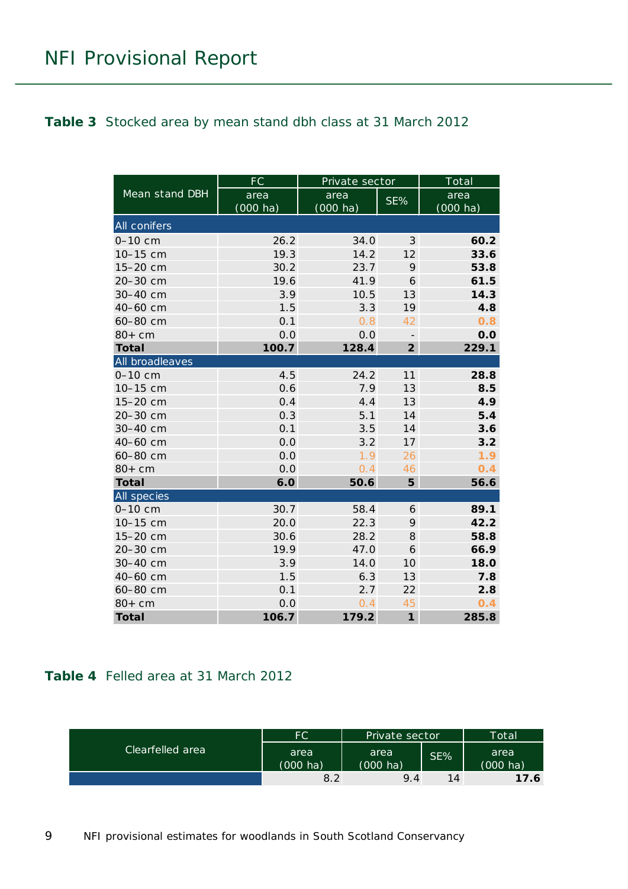**Table 3** Stocked area by mean stand dbh class at 31 March 2012

| Mean stand DBH | FC | Private sector | | Total |
|---|---|---|---|---|
| | area (000 ha) | area (000 ha) | SE% | area (000 ha) |
| **All conifers** | | | | |
| 0–10 cm | 26.2 | 34.0 | 3 | **60.2** |
| 10–15 cm | 19.3 | 14.2 | 12 | **33.6** |
| 15–20 cm | 30.2 | 23.7 | 9 | **53.8** |
| 20–30 cm | 19.6 | 41.9 | 6 | **61.5** |
| 30–40 cm | 3.9 | 10.5 | 13 | **14.3** |
| 40–60 cm | 1.5 | 3.3 | 19 | **4.8** |
| 60–80 cm | 0.1 | 0.8 | 42 | **0.8** |
| 80+ cm | 0.0 | 0.0 | - | **0.0** |
| **Total** | **100.7** | **128.4** | **2** | **229.1** |
| **All broadleaves** | | | | |
| 0–10 cm | 4.5 | 24.2 | 11 | **28.8** |
| 10–15 cm | 0.6 | 7.9 | 13 | **8.5** |
| 15–20 cm | 0.4 | 4.4 | 13 | **4.9** |
| 20–30 cm | 0.3 | 5.1 | 14 | **5.4** |
| 30–40 cm | 0.1 | 3.5 | 14 | **3.6** |
| 40–60 cm | 0.0 | 3.2 | 17 | **3.2** |
| 60–80 cm | 0.0 | 1.9 | 26 | **1.9** |
| 80+ cm | 0.0 | 0.4 | 46 | **0.4** |
| **Total** | **6.0** | **50.6** | **5** | **56.6** |
| **All species** | | | | |
| 0–10 cm | 30.7 | 58.4 | 6 | **89.1** |
| 10–15 cm | 20.0 | 22.3 | 9 | **42.2** |
| 15–20 cm | 30.6 | 28.2 | 8 | **58.8** |
| 20–30 cm | 19.9 | 47.0 | 6 | **66.9** |
| 30–40 cm | 3.9 | 14.0 | 10 | **18.0** |
| 40–60 cm | 1.5 | 6.3 | 13 | **7.8** |
| 60–80 cm | 0.1 | 2.7 | 22 | **2.8** |
| 80+ cm | 0.0 | 0.4 | 45 | **0.4** |
| **Total** | **106.7** | **179.2** | **1** | **285.8** |

**Table 4** Felled area at 31 March 2012

| Clearfelled area | FC | Private sector | | Total |
|---|---|---|---|---|
| | area (000 ha) | area (000 ha) | SE% | area (000 ha) |
| | 8.2 | 9.4 | 14 | **17.6** |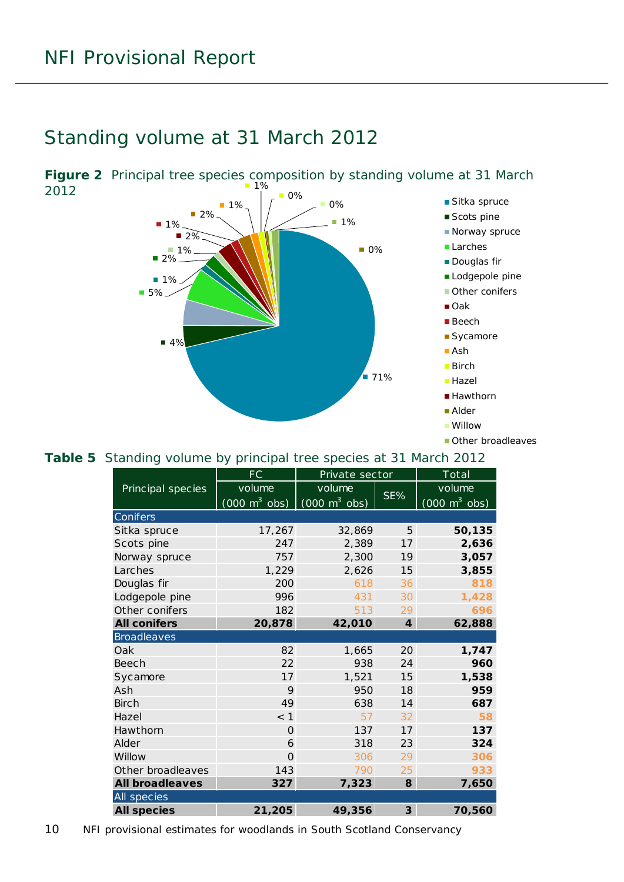## Standing volume at 31 March 2012

**Figure 2** Principal tree species composition by standing volume at 31 March 2012

**Table 5** Standing volume by principal tree species at 31 March 2012

| Principal species | FC | Private sector | | Total |
|---|---|---|---|---|
| | volume (000 $m^3$ obs) | volume (000 $m^3$ obs) | SE% | volume (000 $m^3$ obs) |
| **Conifers** | | | | |
| Sitka spruce | 17,267 | 32,869 | 5 | **50,135** |
| Scots pine | 247 | 2,389 | 17 | **2,636** |
| Norway spruce | 757 | 2,300 | 19 | **3,057** |
| Larches | 1,229 | 2,626 | 15 | **3,855** |
| Douglas fir | 200 | 618 | 36 | **818** |
| Lodgepole pine | 996 | 431 | 30 | **1,428** |
| Other conifers | 182 | 513 | 29 | **696** |
| **All conifers** | **20,878** | **42,010** | **4** | **62,888** |
| **Broadleaves** | | | | |
| Oak | 82 | 1,665 | 20 | **1,747** |
| Beech | 22 | 938 | 24 | **960** |
| Sycamore | 17 | 1,521 | 15 | **1,538** |
| Ash | 9 | 950 | 18 | **959** |
| Birch | 49 | 638 | 14 | **687** |
| Hazel | < 1 | 57 | 32 | **58** |
| Hawthorn | 0 | 137 | 17 | **137** |
| Alder | 6 | 318 | 23 | **324** |
| Willow | 0 | 306 | 29 | **306** |
| Other broadleaves | 143 | 790 | 25 | **933** |
| **All broadleaves** | **327** | **7,323** | **8** | **7,650** |
| **All species** | | | | |
| **All species** | **21,205** | **49,356** | **3** | **70,560** |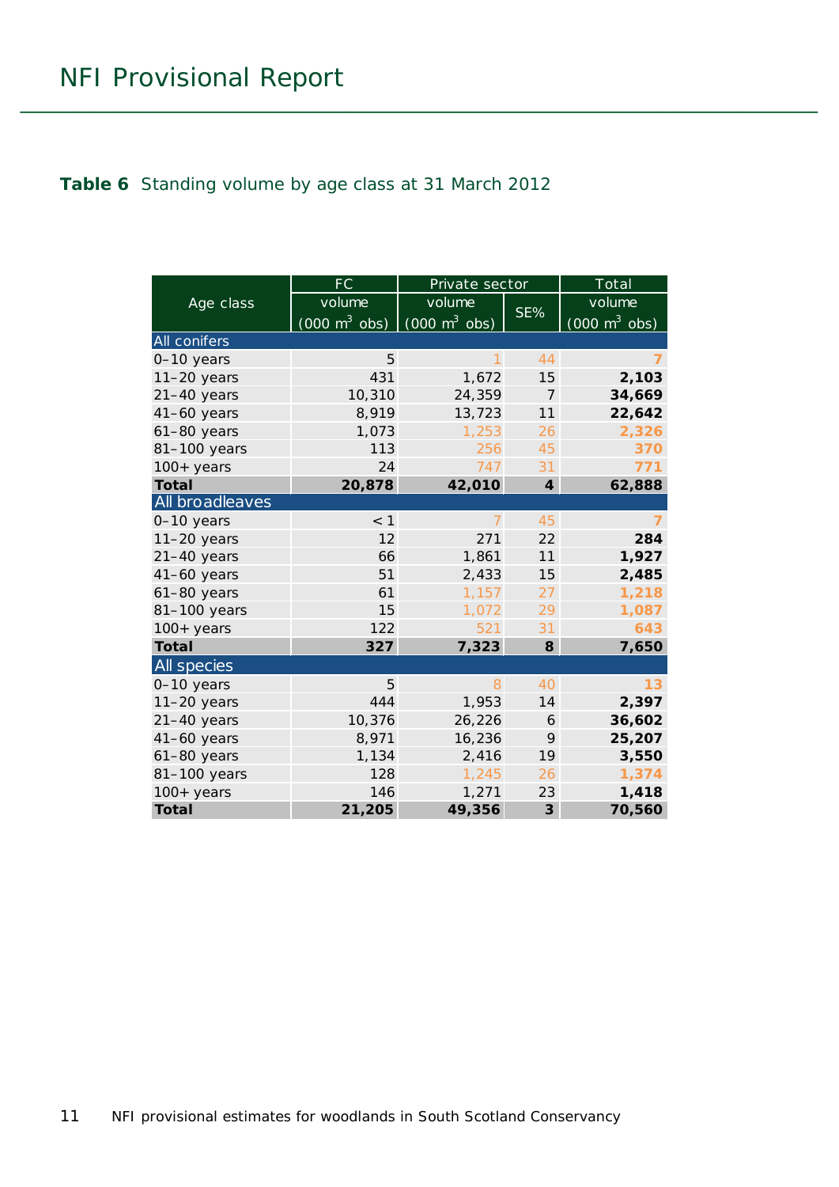**Table 6** Standing volume by age class at 31 March 2012

| Age class | FC | Private sector | | Total |
|---|---|---|---|---|
| | volume (000 $m^3$ obs) | volume (000 $m^3$ obs) | SE% | volume (000 $m^3$ obs) |
| **All conifers** | | | | |
| 0–10 years | 5 | 1 | 44 | **7** |
| 11–20 years | 431 | 1,672 | 15 | **2,103** |
| 21–40 years | 10,310 | 24,359 | 7 | **34,669** |
| 41–60 years | 8,919 | 13,723 | 11 | **22,642** |
| 61–80 years | 1,073 | 1,253 | 26 | **2,326** |
| 81–100 years | 113 | 256 | 45 | **370** |
| 100+ years | 24 | 747 | 31 | **771** |
| **Total** | **20,878** | **42,010** | **4** | **62,888** |
| **All broadleaves** | | | | |
| 0–10 years | < 1 | 7 | 45 | **7** |
| 11–20 years | 12 | 271 | 22 | **284** |
| 21–40 years | 66 | 1,861 | 11 | **1,927** |
| 41–60 years | 51 | 2,433 | 15 | **2,485** |
| 61–80 years | 61 | 1,157 | 27 | **1,218** |
| 81–100 years | 15 | 1,072 | 29 | **1,087** |
| 100+ years | 122 | 521 | 31 | **643** |
| **Total** | **327** | **7,323** | **8** | **7,650** |
| **All species** | | | | |
| 0–10 years | 5 | 8 | 40 | **13** |
| 11–20 years | 444 | 1,953 | 14 | **2,397** |
| 21–40 years | 10,376 | 26,226 | 6 | **36,602** |
| 41–60 years | 8,971 | 16,236 | 9 | **25,207** |
| 61–80 years | 1,134 | 2,416 | 19 | **3,550** |
| 81–100 years | 128 | 1,245 | 26 | **1,374** |
| 100+ years | 146 | 1,271 | 23 | **1,418** |
| **Total** | **21,205** | **49,356** | **3** | **70,560** |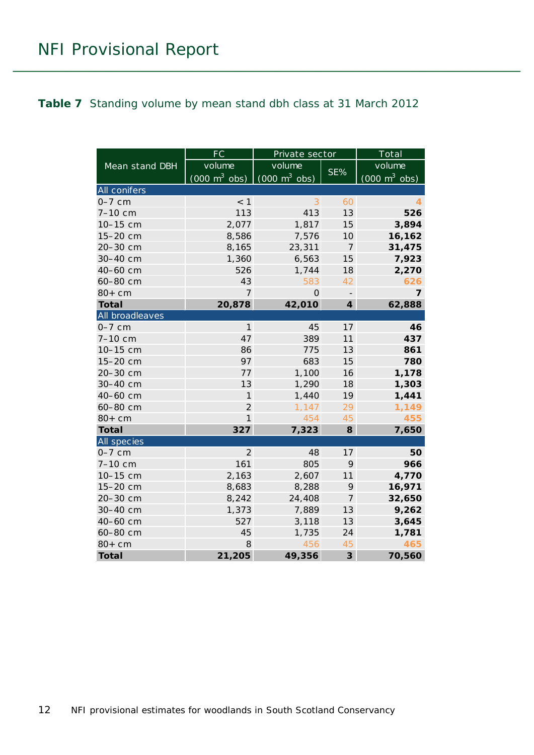**Table 7** Standing volume by mean stand dbh class at 31 March 2012

| Mean stand DBH | FC | Private sector | | Total |
|---|---|---|---|---|
| | volume (000 $m^3$ obs) | volume (000 $m^3$ obs) | SE% | volume (000 $m^3$ obs) |
| **All conifers** | | | | |
| 0–7 cm | < 1 | 3 | 60 | **4** |
| 7–10 cm | 113 | 413 | 13 | **526** |
| 10–15 cm | 2,077 | 1,817 | 15 | **3,894** |
| 15–20 cm | 8,586 | 7,576 | 10 | **16,162** |
| 20–30 cm | 8,165 | 23,311 | 7 | **31,475** |
| 30–40 cm | 1,360 | 6,563 | 15 | **7,923** |
| 40–60 cm | 526 | 1,744 | 18 | **2,270** |
| 60–80 cm | 43 | 583 | 42 | **626** |
| 80+ cm | 7 | 0 | - | **7** |
| **Total** | **20,878** | **42,010** | **4** | **62,888** |
| **All broadleaves** | | | | |
| 0–7 cm | 1 | 45 | 17 | **46** |
| 7–10 cm | 47 | 389 | 11 | **437** |
| 10–15 cm | 86 | 775 | 13 | **861** |
| 15–20 cm | 97 | 683 | 15 | **780** |
| 20–30 cm | 77 | 1,100 | 16 | **1,178** |
| 30–40 cm | 13 | 1,290 | 18 | **1,303** |
| 40–60 cm | 1 | 1,440 | 19 | **1,441** |
| 60–80 cm | 2 | 1,147 | 29 | **1,149** |
| 80+ cm | 1 | 454 | 45 | **455** |
| **Total** | **327** | **7,323** | **8** | **7,650** |
| **All species** | | | | |
| 0–7 cm | 2 | 48 | 17 | **50** |
| 7–10 cm | 161 | 805 | 9 | **966** |
| 10–15 cm | 2,163 | 2,607 | 11 | **4,770** |
| 15–20 cm | 8,683 | 8,288 | 9 | **16,971** |
| 20–30 cm | 8,242 | 24,408 | 7 | **32,650** |
| 30–40 cm | 1,373 | 7,889 | 13 | **9,262** |
| 40–60 cm | 527 | 3,118 | 13 | **3,645** |
| 60–80 cm | 45 | 1,735 | 24 | **1,781** |
| 80+ cm | 8 | 456 | 45 | **465** |
| **Total** | **21,205** | **49,356** | **3** | **70,560** |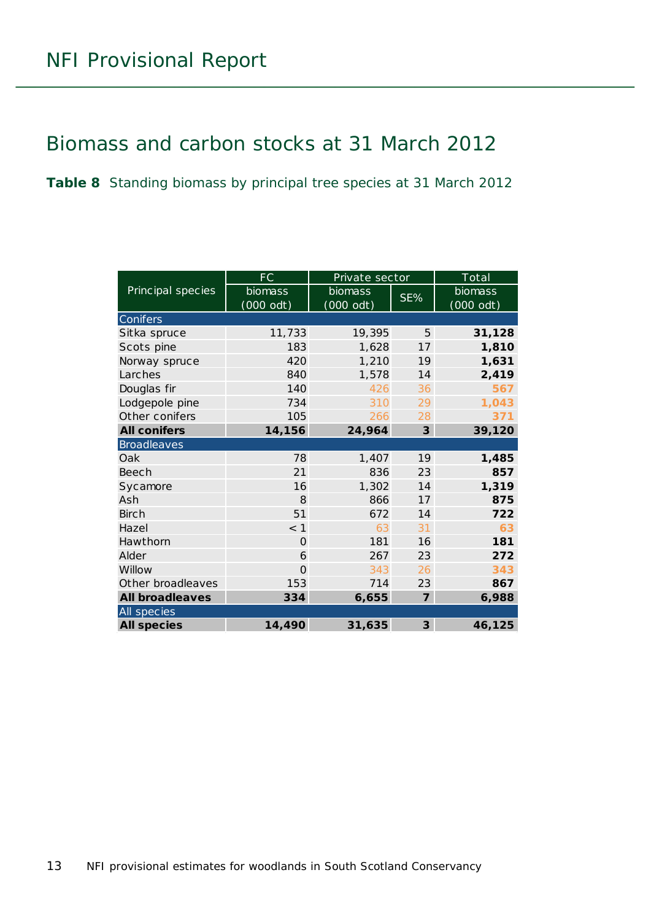## Biomass and carbon stocks at 31 March 2012

**Table 8** Standing biomass by principal tree species at 31 March 2012

| Principal species | FC | Private sector | | Total |
|---|---|---|---|---|
| | biomass (000 odt) | biomass (000 odt) | SE% | biomass (000 odt) |
| **Conifers** | | | | |
| Sitka spruce | 11,733 | 19,395 | 5 | **31,128** |
| Scots pine | 183 | 1,628 | 17 | **1,810** |
| Norway spruce | 420 | 1,210 | 19 | **1,631** |
| Larches | 840 | 1,578 | 14 | **2,419** |
| Douglas fir | 140 | 426 | 36 | **567** |
| Lodgepole pine | 734 | 310 | 29 | **1,043** |
| Other conifers | 105 | 266 | 28 | **371** |
| **All conifers** | **14,156** | **24,964** | **3** | **39,120** |
| **Broadleaves** | | | | |
| Oak | 78 | 1,407 | 19 | **1,485** |
| Beech | 21 | 836 | 23 | **857** |
| Sycamore | 16 | 1,302 | 14 | **1,319** |
| Ash | 8 | 866 | 17 | **875** |
| Birch | 51 | 672 | 14 | **722** |
| Hazel | < 1 | 63 | 31 | **63** |
| Hawthorn | 0 | 181 | 16 | **181** |
| Alder | 6 | 267 | 23 | **272** |
| Willow | 0 | 343 | 26 | **343** |
| Other broadleaves | 153 | 714 | 23 | **867** |
| **All broadleaves** | **334** | **6,655** | **7** | **6,988** |
| **All species** | | | | |
| **All species** | **14,490** | **31,635** | **3** | **46,125** |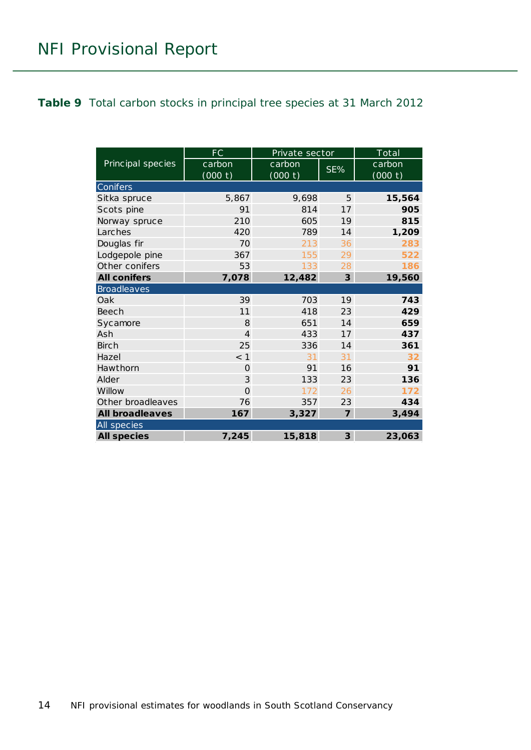**Table 9** Total carbon stocks in principal tree species at 31 March 2012

| Principal species | FC | Private sector | | Total |
|---|---|---|---|---|
| | carbon (000 t) | carbon (000 t) | SE% | carbon (000 t) |
| **Conifers** | | | | |
| Sitka spruce | 5,867 | 9,698 | 5 | **15,564** |
| Scots pine | 91 | 814 | 17 | **905** |
| Norway spruce | 210 | 605 | 19 | **815** |
| Larches | 420 | 789 | 14 | **1,209** |
| Douglas fir | 70 | 213 | 36 | **283** |
| Lodgepole pine | 367 | 155 | 29 | **522** |
| Other conifers | 53 | 133 | 28 | **186** |
| **All conifers** | **7,078** | **12,482** | **3** | **19,560** |
| **Broadleaves** | | | | |
| Oak | 39 | 703 | 19 | **743** |
| Beech | 11 | 418 | 23 | **429** |
| Sycamore | 8 | 651 | 14 | **659** |
| Ash | 4 | 433 | 17 | **437** |
| Birch | 25 | 336 | 14 | **361** |
| Hazel | < 1 | 31 | 31 | **32** |
| Hawthorn | 0 | 91 | 16 | **91** |
| Alder | 3 | 133 | 23 | **136** |
| Willow | 0 | 172 | 26 | **172** |
| Other broadleaves | 76 | 357 | 23 | **434** |
| **All broadleaves** | **167** | **3,327** | **7** | **3,494** |
| **All species** | | | | |
| **All species** | **7,245** | **15,818** | **3** | **23,063** |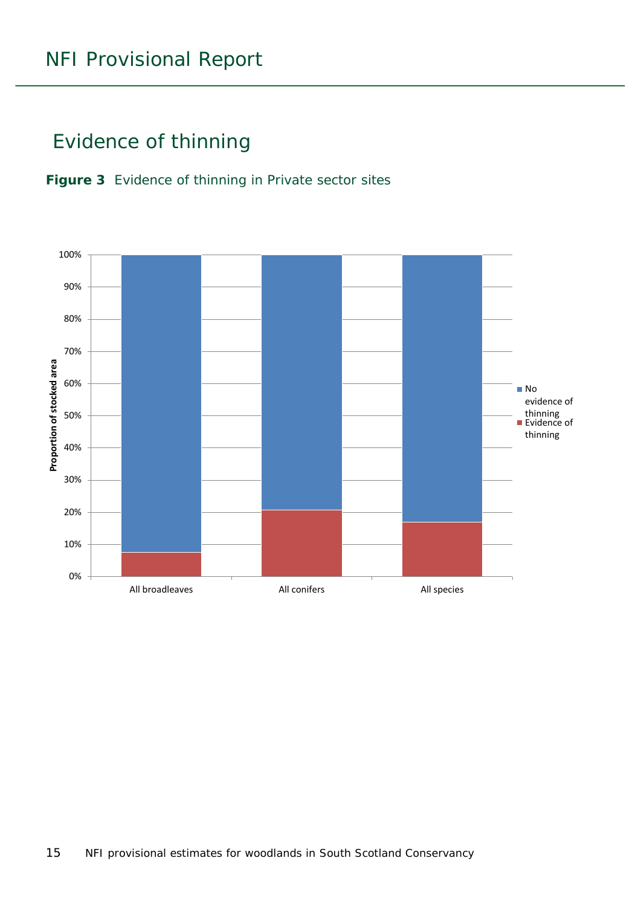## Evidence of thinning

**Figure 3** Evidence of thinning in Private sector sites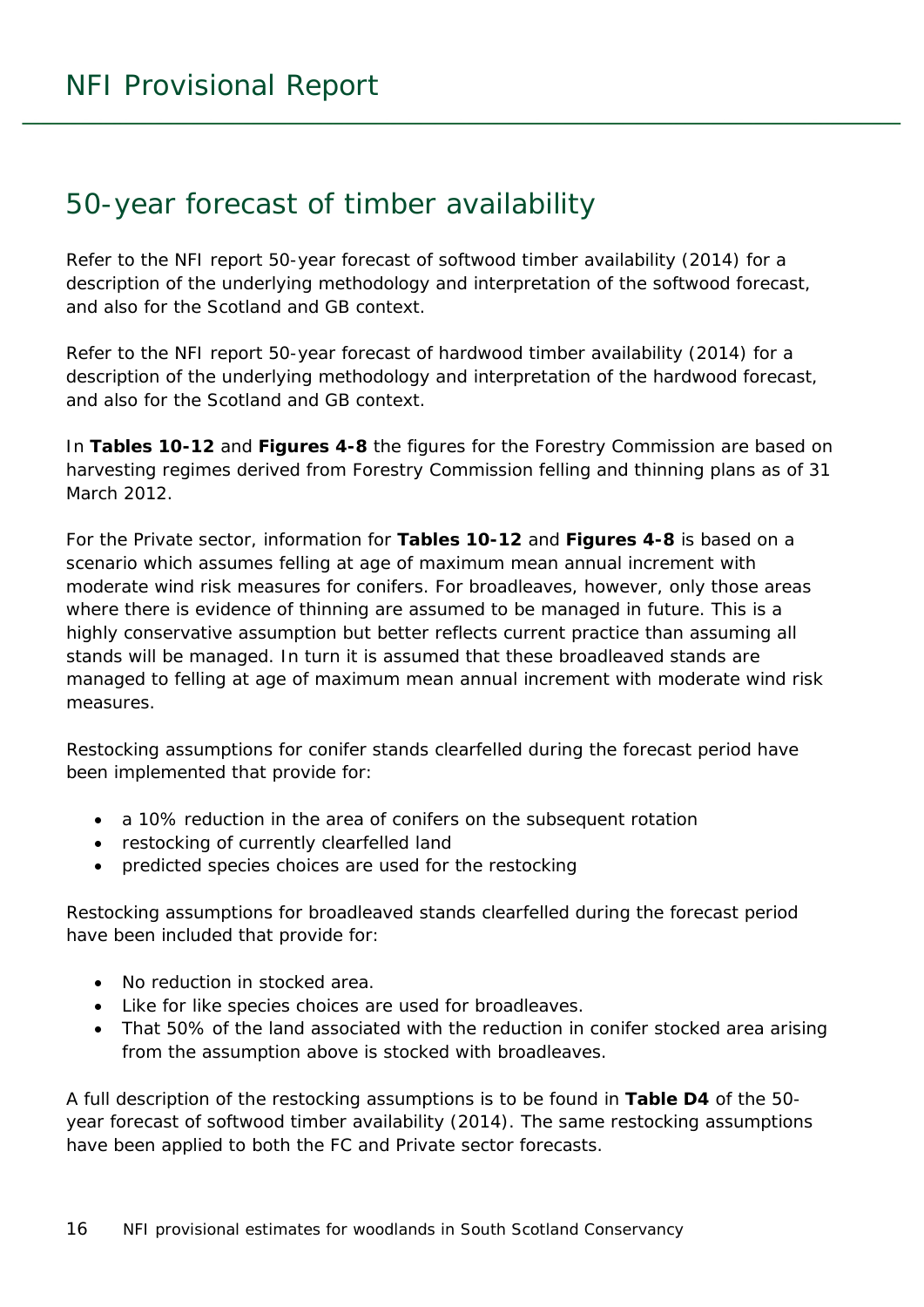## 50-year forecast of timber availability

Refer to the NFI report 50-year forecast of softwood timber availability (2014) for a description of the underlying methodology and interpretation of the softwood forecast, and also for the Scotland and GB context.

Refer to the NFI report 50-year forecast of hardwood timber availability (2014) for a description of the underlying methodology and interpretation of the hardwood forecast, and also for the Scotland and GB context.

In **Tables 10-12** and **Figures 4-8** the figures for the Forestry Commission are based on harvesting regimes derived from Forestry Commission felling and thinning plans as of 31 March 2012.

For the Private sector, information for **Tables 10-12** and **Figures 4-8** is based on a scenario which assumes felling at age of maximum mean annual increment with moderate wind risk measures for conifers. For broadleaves, however, only those areas where there is evidence of thinning are assumed to be managed in future. This is a highly conservative assumption but better reflects current practice than assuming all stands will be managed. In turn it is assumed that these broadleaved stands are managed to felling at age of maximum mean annual increment with moderate wind risk measures.

Restocking assumptions for conifer stands clearfelled during the forecast period have been implemented that provide for:

- a 10% reduction in the area of conifers on the subsequent rotation
- restocking of currently clearfelled land
- predicted species choices are used for the restocking

Restocking assumptions for broadleaved stands clearfelled during the forecast period have been included that provide for:

- No reduction in stocked area.
- Like for like species choices are used for broadleaves.
- That 50% of the land associated with the reduction in conifer stocked area arising from the assumption above is stocked with broadleaves.

A full description of the restocking assumptions is to be found in **Table D4** of the 50-year forecast of softwood timber availability (2014). The same restocking assumptions have been applied to both the FC and Private sector forecasts.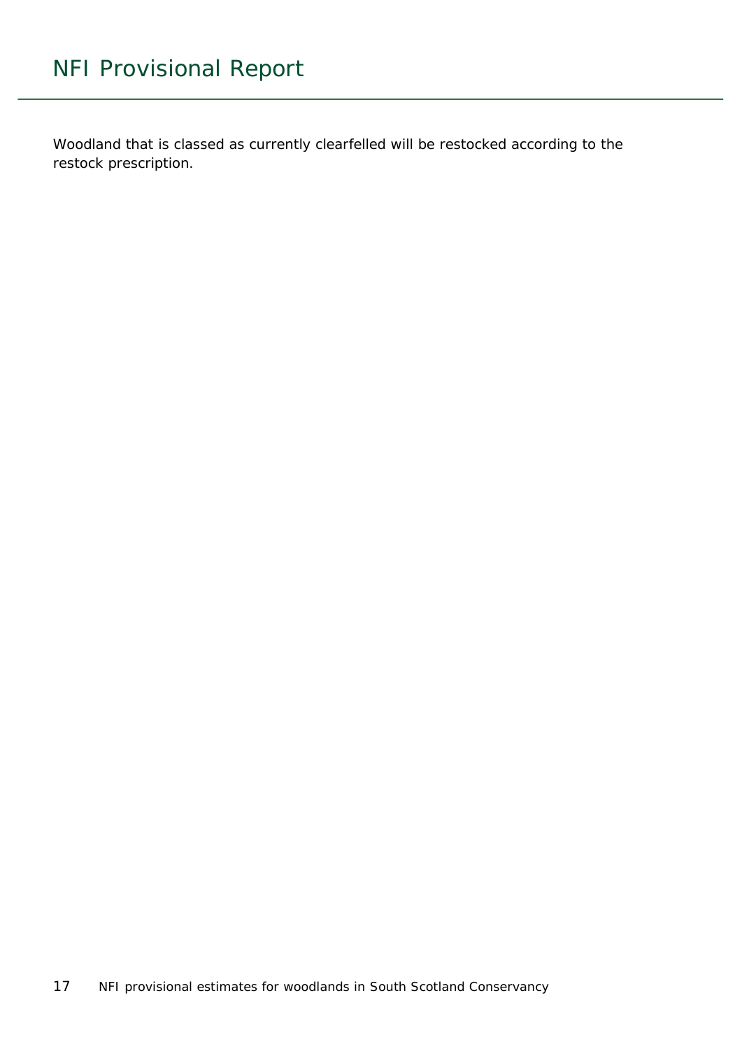Woodland that is classed as currently clearfelled will be restocked according to the restock prescription.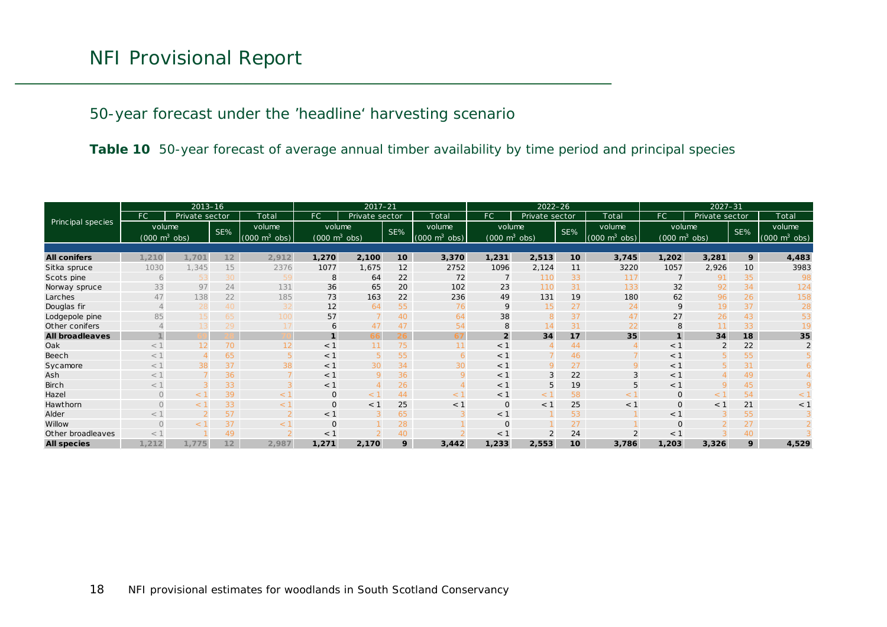## 50-year forecast under the 'headline' harvesting scenario

**Table 10** 50-year forecast of average annual timber availability by time period and principal species

| Principal species | 2013–16 | | | | 2017–21 | | | | 2022–26 | | | | 2027–31 | | | |
|---|---|---|---|---|---|---|---|---|---|---|---|---|---|---|---|---|
| | FC | Private sector | | Total | FC | Private sector | | Total | FC | Private sector | | Total | FC | Private sector | | Total |
| | volume (000 m$^3$ obs) | | SE% | volume (000 m$^3$ obs) | volume (000 m$^3$ obs) | | SE% | volume (000 m$^3$ obs) | volume (000 m$^3$ obs) | | SE% | volume (000 m$^3$ obs) | volume (000 m$^3$ obs) | | SE% | volume (000 m$^3$ obs) |
| **All conifers** | **1,210** | **1,701** | **12** | **2,912** | **1,270** | **2,100** | **10** | **3,370** | **1,231** | **2,513** | **10** | **3,745** | **1,202** | **3,281** | **9** | **4,483** |
| Sitka spruce | 1030 | 1,345 | 15 | 2376 | 1077 | 1,675 | 12 | 2752 | 1096 | 2,124 | 11 | 3220 | 1057 | 2,926 | 10 | 3983 |
| Scots pine | 6 | 53 | 30 | 59 | 8 | 64 | 22 | 72 | 7 | 110 | 33 | 117 | 7 | 91 | 35 | 98 |
| Norway spruce | 33 | 97 | 24 | 131 | 36 | 65 | 20 | 102 | 23 | 110 | 31 | 133 | 32 | 92 | 34 | 124 |
| Larches | 47 | 138 | 22 | 185 | 73 | 163 | 22 | 236 | 49 | 131 | 19 | 180 | 62 | 96 | 26 | 158 |
| Douglas fir | 4 | 28 | 40 | 32 | 12 | 64 | 55 | 76 | 9 | 15 | 27 | 24 | 9 | 19 | 37 | 28 |
| Lodgepole pine | 85 | 15 | 65 | 100 | 57 | 7 | 40 | 64 | 38 | 8 | 37 | 47 | 27 | 26 | 43 | 53 |
| Other conifers | 4 | 13 | 29 | 17 | 6 | 47 | 47 | 54 | 8 | 14 | 31 | 22 | 8 | 11 | 33 | 19 |
| **All broadleaves** | **1** | **69** | **28** | **70** | **1** | **66** | **26** | **67** | **2** | **34** | **17** | **35** | **1** | **34** | **18** | **35** |
| Oak | < 1 | 12 | 70 | 12 | < 1 | 11 | 75 | 11 | < 1 | 4 | 44 | 4 | < 1 | 2 | 22 | 2 |
| Beech | < 1 | 4 | 65 | 5 | < 1 | 5 | 55 | 6 | < 1 | 7 | 46 | 7 | < 1 | 5 | 55 | 5 |
| Sycamore | < 1 | 38 | 37 | 38 | < 1 | 30 | 34 | 30 | < 1 | 9 | 27 | 9 | < 1 | 5 | 31 | 6 |
| Ash | < 1 | 7 | 36 | 7 | < 1 | 9 | 36 | 9 | < 1 | 3 | 22 | 3 | < 1 | 4 | 49 | 4 |
| Birch | < 1 | 3 | 33 | 3 | < 1 | 4 | 26 | 4 | < 1 | 5 | 19 | 5 | < 1 | 9 | 45 | 9 |
| Hazel | 0 | < 1 | 39 | < 1 | 0 | < 1 | 44 | < 1 | < 1 | < 1 | 58 | < 1 | 0 | < 1 | 54 | < 1 |
| Hawthorn | 0 | < 1 | 33 | < 1 | 0 | < 1 | 25 | < 1 | 0 | < 1 | 25 | < 1 | 0 | < 1 | 21 | < 1 |
| Alder | < 1 | 2 | 57 | 2 | < 1 | 3 | 65 | 3 | < 1 | 1 | 53 | 1 | < 1 | 3 | 55 | 3 |
| Willow | 0 | < 1 | 37 | < 1 | 0 | 1 | 28 | 1 | 0 | 1 | 27 | 1 | 0 | 2 | 27 | 2 |
| Other broadleaves | < 1 | 1 | 49 | 2 | < 1 | 2 | 40 | 2 | < 1 | 2 | 24 | 2 | < 1 | 3 | 40 | 3 |
| **All species** | **1,212** | **1,775** | **12** | **2,987** | **1,271** | **2,170** | **9** | **3,442** | **1,233** | **2,553** | **10** | **3,786** | **1,203** | **3,326** | **9** | **4,529** |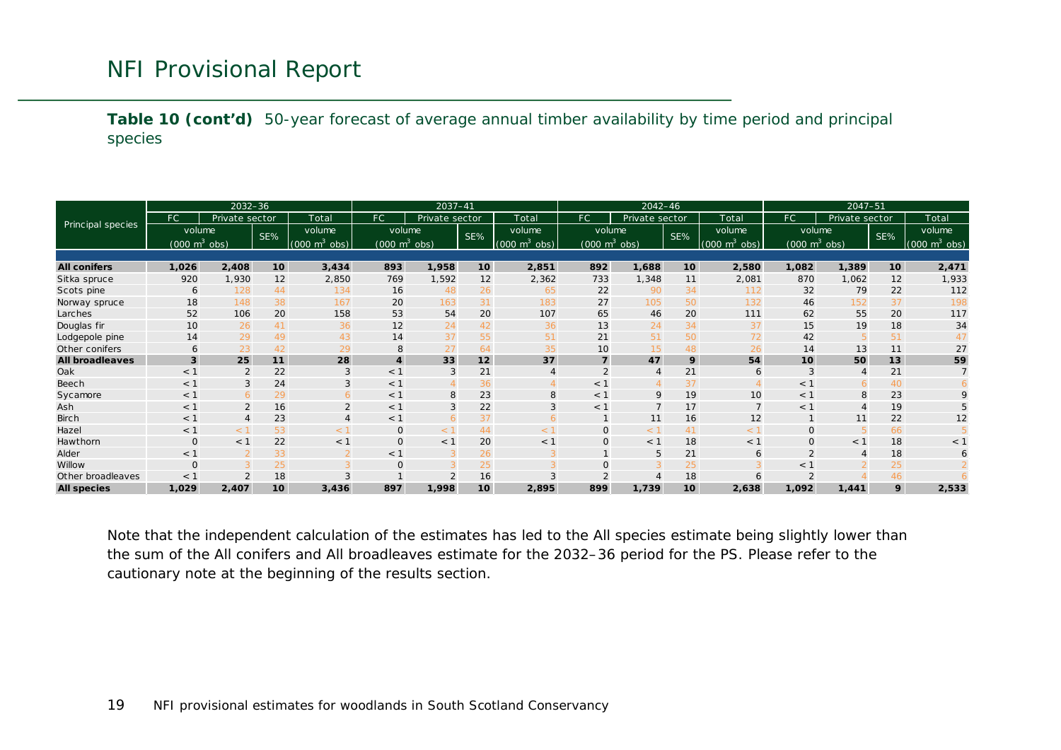**Table 10 (cont'd)** 50-year forecast of average annual timber availability by time period and principal species

| Principal species | 2032–36 | | | | 2037–41 | | | | 2042–46 | | | | 2047–51 | | | |
|---|---|---|---|---|---|---|---|---|---|---|---|---|---|---|---|---|
| | FC | Private sector | | Total | FC | Private sector | | Total | FC | Private sector | | Total | FC | Private sector | | Total |
| | volume ($000\ m^3$ obs) | | SE% | volume ($000\ m^3$ obs) | volume ($000\ m^3$ obs) | | SE% | volume ($000\ m^3$ obs) | volume ($000\ m^3$ obs) | | SE% | volume ($000\ m^3$ obs) | volume ($000\ m^3$ obs) | | SE% | volume ($000\ m^3$ obs) |
| **All conifers** | **1,026** | **2,408** | **10** | **3,434** | **893** | **1,958** | **10** | **2,851** | **892** | **1,688** | **10** | **2,580** | **1,082** | **1,389** | **10** | **2,471** |
| Sitka spruce | 920 | 1,930 | 12 | 2,850 | 769 | 1,592 | 12 | 2,362 | 733 | 1,348 | 11 | 2,081 | 870 | 1,062 | 12 | 1,933 |
| Scots pine | 6 | 128 | 44 | 134 | 16 | 48 | 26 | 65 | 22 | 90 | 34 | 112 | 32 | 79 | 22 | 112 |
| Norway spruce | 18 | 148 | 38 | 167 | 20 | 163 | 31 | 183 | 27 | 105 | 50 | 132 | 46 | 152 | 37 | 198 |
| Larches | 52 | 106 | 20 | 158 | 53 | 54 | 20 | 107 | 65 | 46 | 20 | 111 | 62 | 55 | 20 | 117 |
| Douglas fir | 10 | 26 | 41 | 36 | 12 | 24 | 42 | 36 | 13 | 24 | 34 | 37 | 15 | 19 | 18 | 34 |
| Lodgepole pine | 14 | 29 | 49 | 43 | 14 | 37 | 55 | 51 | 21 | 51 | 50 | 72 | 42 | 5 | 51 | 47 |
| Other conifers | 6 | 23 | 42 | 29 | 8 | 27 | 64 | 35 | 10 | 15 | 48 | 26 | 14 | 13 | 11 | 27 |
| **All broadleaves** | **3** | **25** | **11** | **28** | **4** | **33** | **12** | **37** | **7** | **47** | **9** | **54** | **10** | **50** | **13** | **59** |
| Oak | < 1 | 2 | 22 | 3 | < 1 | 3 | 21 | 4 | 2 | 4 | 21 | 6 | 3 | 4 | 21 | 7 |
| Beech | < 1 | 3 | 24 | 3 | < 1 | 4 | 36 | 4 | < 1 | 4 | 37 | 4 | < 1 | 6 | 40 | 6 |
| Sycamore | < 1 | 6 | 29 | 6 | < 1 | 8 | 23 | 8 | < 1 | 9 | 19 | 10 | < 1 | 8 | 23 | 9 |
| Ash | < 1 | 2 | 16 | 2 | < 1 | 3 | 22 | 3 | < 1 | 7 | 17 | 7 | < 1 | 4 | 19 | 5 |
| Birch | < 1 | 4 | 23 | 4 | < 1 | 6 | 37 | 6 | 1 | 11 | 16 | 12 | 1 | 11 | 22 | 12 |
| Hazel | < 1 | < 1 | 53 | < 1 | 0 | < 1 | 44 | < 1 | 0 | < 1 | 41 | < 1 | 0 | 5 | 66 | 5 |
| Hawthorn | 0 | < 1 | 22 | < 1 | 0 | < 1 | 20 | < 1 | 0 | < 1 | 18 | < 1 | 0 | < 1 | 18 | < 1 |
| Alder | < 1 | 2 | 33 | 2 | < 1 | 3 | 26 | 3 | 1 | 5 | 21 | 6 | 2 | 4 | 18 | 6 |
| Willow | 0 | 3 | 25 | 3 | 0 | 3 | 25 | 3 | 0 | 3 | 25 | 3 | < 1 | 2 | 25 | 2 |
| Other broadleaves | < 1 | 2 | 18 | 3 | 1 | 2 | 16 | 3 | 2 | 4 | 18 | 6 | 2 | 4 | 46 | 6 |
| **All species** | **1,029** | **2,407** | **10** | **3,436** | **897** | **1,998** | **10** | **2,895** | **899** | **1,739** | **10** | **2,638** | **1,092** | **1,441** | **9** | **2,533** |

Note that the independent calculation of the estimates has led to the All species estimate being slightly lower than the sum of the All conifers and All broadleaves estimate for the 2032–36 period for the PS. Please refer to the cautionary note at the beginning of the results section.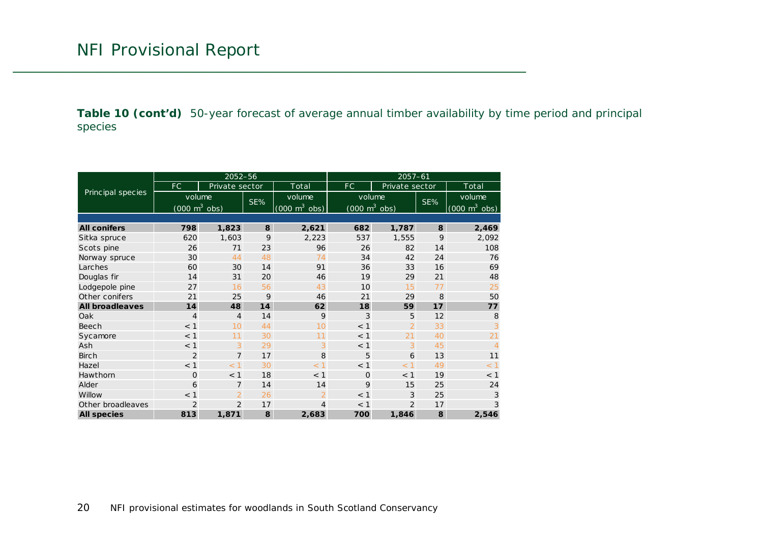**Table 10 (cont'd)** 50-year forecast of average annual timber availability by time period and principal species

| Principal species | 2052–56 | | | | 2057–61 | | | |
|---|---|---|---|---|---|---|---|---|
| | FC | Private sector | | Total | FC | Private sector | | Total |
| | volume (000 m$^3$ obs) | | SE% | volume (000 m$^3$ obs) | volume (000 m$^3$ obs) | | SE% | volume (000 m$^3$ obs) |
| **All conifers** | **798** | **1,823** | **8** | **2,621** | **682** | **1,787** | **8** | **2,469** |
| Sitka spruce | 620 | 1,603 | 9 | 2,223 | 537 | 1,555 | 9 | 2,092 |
| Scots pine | 26 | 71 | 23 | 96 | 26 | 82 | 14 | 108 |
| Norway spruce | 30 | 44 | 48 | 74 | 34 | 42 | 24 | 76 |
| Larches | 60 | 30 | 14 | 91 | 36 | 33 | 16 | 69 |
| Douglas fir | 14 | 31 | 20 | 46 | 19 | 29 | 21 | 48 |
| Lodgepole pine | 27 | 16 | 56 | 43 | 10 | 15 | 77 | 25 |
| Other conifers | 21 | 25 | 9 | 46 | 21 | 29 | 8 | 50 |
| **All broadleaves** | **14** | **48** | **14** | **62** | **18** | **59** | **17** | **77** |
| Oak | 4 | 4 | 14 | 9 | 3 | 5 | 12 | 8 |
| Beech | < 1 | 10 | 44 | 10 | < 1 | 2 | 33 | 3 |
| Sycamore | < 1 | 11 | 30 | 11 | < 1 | 21 | 40 | 21 |
| Ash | < 1 | 3 | 29 | 3 | < 1 | 3 | 45 | 4 |
| Birch | 2 | 7 | 17 | 8 | 5 | 6 | 13 | 11 |
| Hazel | < 1 | < 1 | 30 | < 1 | < 1 | < 1 | 49 | < 1 |
| Hawthorn | 0 | < 1 | 18 | < 1 | 0 | < 1 | 19 | < 1 |
| Alder | 6 | 7 | 14 | 14 | 9 | 15 | 25 | 24 |
| Willow | < 1 | 2 | 26 | 2 | < 1 | 3 | 25 | 3 |
| Other broadleaves | 2 | 2 | 17 | 4 | < 1 | 2 | 17 | 3 |
| **All species** | **813** | **1,871** | **8** | **2,683** | **700** | **1,846** | **8** | **2,546** |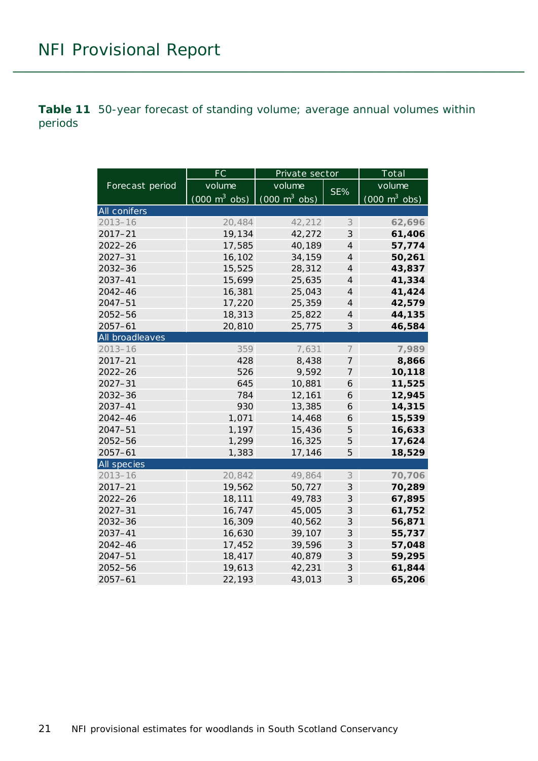**Table 11** 50-year forecast of standing volume; average annual volumes within periods

| Forecast period | FC | Private sector | | Total |
|---|---|---|---|---|
| | volume (000 $m^3$ obs) | volume (000 $m^3$ obs) | SE% | volume (000 $m^3$ obs) |
| **All conifers** | | | | |
| 2013–16 | 20,484 | 42,212 | 3 | **62,696** |
| 2017–21 | 19,134 | 42,272 | 3 | **61,406** |
| 2022–26 | 17,585 | 40,189 | 4 | **57,774** |
| 2027–31 | 16,102 | 34,159 | 4 | **50,261** |
| 2032–36 | 15,525 | 28,312 | 4 | **43,837** |
| 2037–41 | 15,699 | 25,635 | 4 | **41,334** |
| 2042–46 | 16,381 | 25,043 | 4 | **41,424** |
| 2047–51 | 17,220 | 25,359 | 4 | **42,579** |
| 2052–56 | 18,313 | 25,822 | 4 | **44,135** |
| 2057–61 | 20,810 | 25,775 | 3 | **46,584** |
| **All broadleaves** | | | | |
| 2013–16 | 359 | 7,631 | 7 | **7,989** |
| 2017–21 | 428 | 8,438 | 7 | **8,866** |
| 2022–26 | 526 | 9,592 | 7 | **10,118** |
| 2027–31 | 645 | 10,881 | 6 | **11,525** |
| 2032–36 | 784 | 12,161 | 6 | **12,945** |
| 2037–41 | 930 | 13,385 | 6 | **14,315** |
| 2042–46 | 1,071 | 14,468 | 6 | **15,539** |
| 2047–51 | 1,197 | 15,436 | 5 | **16,633** |
| 2052–56 | 1,299 | 16,325 | 5 | **17,624** |
| 2057–61 | 1,383 | 17,146 | 5 | **18,529** |
| **All species** | | | | |
| 2013–16 | 20,842 | 49,864 | 3 | **70,706** |
| 2017–21 | 19,562 | 50,727 | 3 | **70,289** |
| 2022–26 | 18,111 | 49,783 | 3 | **67,895** |
| 2027–31 | 16,747 | 45,005 | 3 | **61,752** |
| 2032–36 | 16,309 | 40,562 | 3 | **56,871** |
| 2037–41 | 16,630 | 39,107 | 3 | **55,737** |
| 2042–46 | 17,452 | 39,596 | 3 | **57,048** |
| 2047–51 | 18,417 | 40,879 | 3 | **59,295** |
| 2052–56 | 19,613 | 42,231 | 3 | **61,844** |
| 2057–61 | 22,193 | 43,013 | 3 | **65,206** |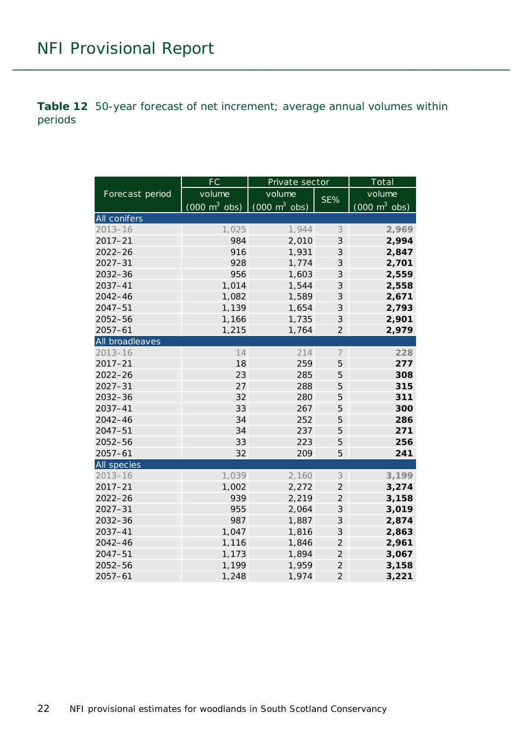**Table 12** 50-year forecast of net increment; average annual volumes within periods

| Forecast period | FC | Private sector | | Total |
|---|---|---|---|---|
| | volume (000 $m^3$ obs) | volume (000 $m^3$ obs) | SE% | volume (000 $m^3$ obs) |
| **All conifers** | | | | |
| 2013–16 | 1,025 | 1,944 | 3 | **2,969** |
| 2017–21 | 984 | 2,010 | 3 | **2,994** |
| 2022–26 | 916 | 1,931 | 3 | **2,847** |
| 2027–31 | 928 | 1,774 | 3 | **2,701** |
| 2032–36 | 956 | 1,603 | 3 | **2,559** |
| 2037–41 | 1,014 | 1,544 | 3 | **2,558** |
| 2042–46 | 1,082 | 1,589 | 3 | **2,671** |
| 2047–51 | 1,139 | 1,654 | 3 | **2,793** |
| 2052–56 | 1,166 | 1,735 | 3 | **2,901** |
| 2057–61 | 1,215 | 1,764 | 2 | **2,979** |
| **All broadleaves** | | | | |
| 2013–16 | 14 | 214 | 7 | **228** |
| 2017–21 | 18 | 259 | 5 | **277** |
| 2022–26 | 23 | 285 | 5 | **308** |
| 2027–31 | 27 | 288 | 5 | **315** |
| 2032–36 | 32 | 280 | 5 | **311** |
| 2037–41 | 33 | 267 | 5 | **300** |
| 2042–46 | 34 | 252 | 5 | **286** |
| 2047–51 | 34 | 237 | 5 | **271** |
| 2052–56 | 33 | 223 | 5 | **256** |
| 2057–61 | 32 | 209 | 5 | **241** |
| **All species** | | | | |
| 2013–16 | 1,039 | 2,160 | 3 | **3,199** |
| 2017–21 | 1,002 | 2,272 | 2 | **3,274** |
| 2022–26 | 939 | 2,219 | 2 | **3,158** |
| 2027–31 | 955 | 2,064 | 3 | **3,019** |
| 2032–36 | 987 | 1,887 | 3 | **2,874** |
| 2037–41 | 1,047 | 1,816 | 3 | **2,863** |
| 2042–46 | 1,116 | 1,846 | 2 | **2,961** |
| 2047–51 | 1,173 | 1,894 | 2 | **3,067** |
| 2052–56 | 1,199 | 1,959 | 2 | **3,158** |
| 2057–61 | 1,248 | 1,974 | 2 | **3,221** |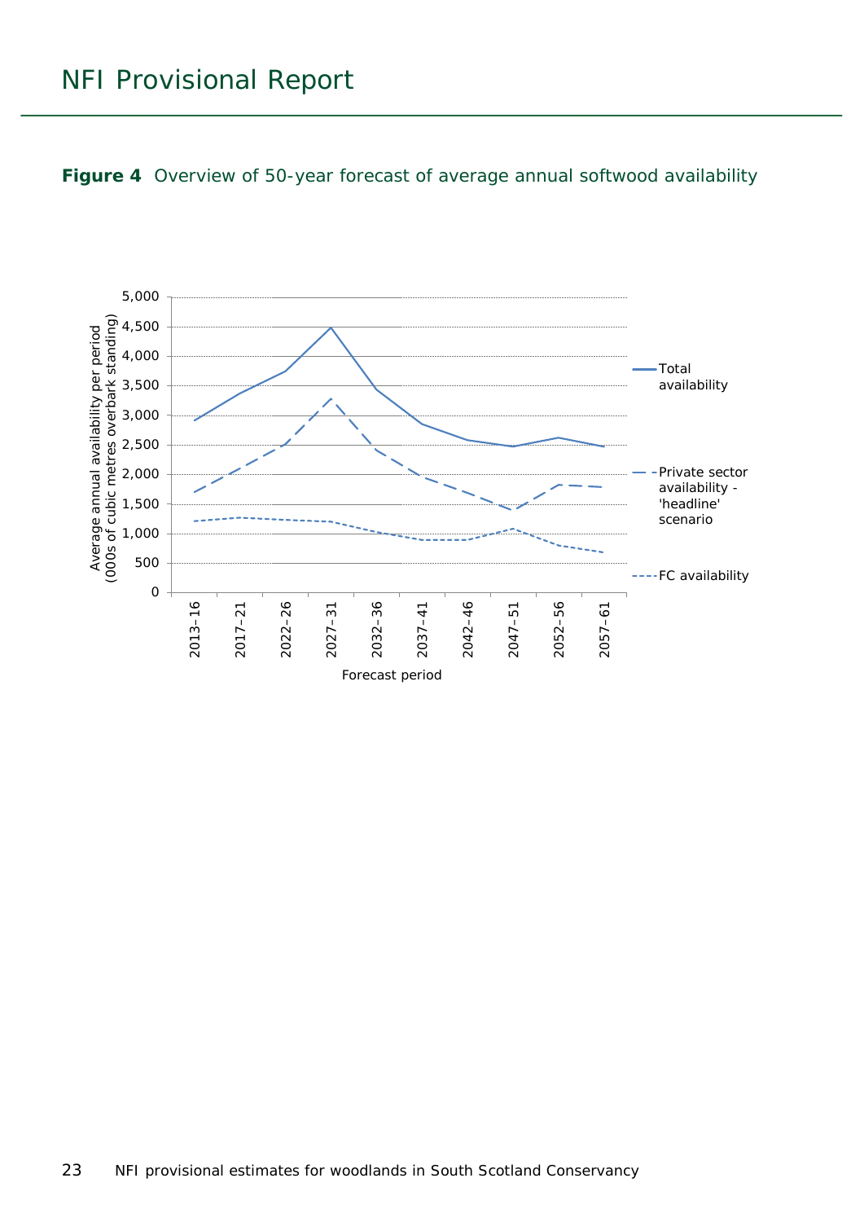**Figure 4** Overview of 50-year forecast of average annual softwood availability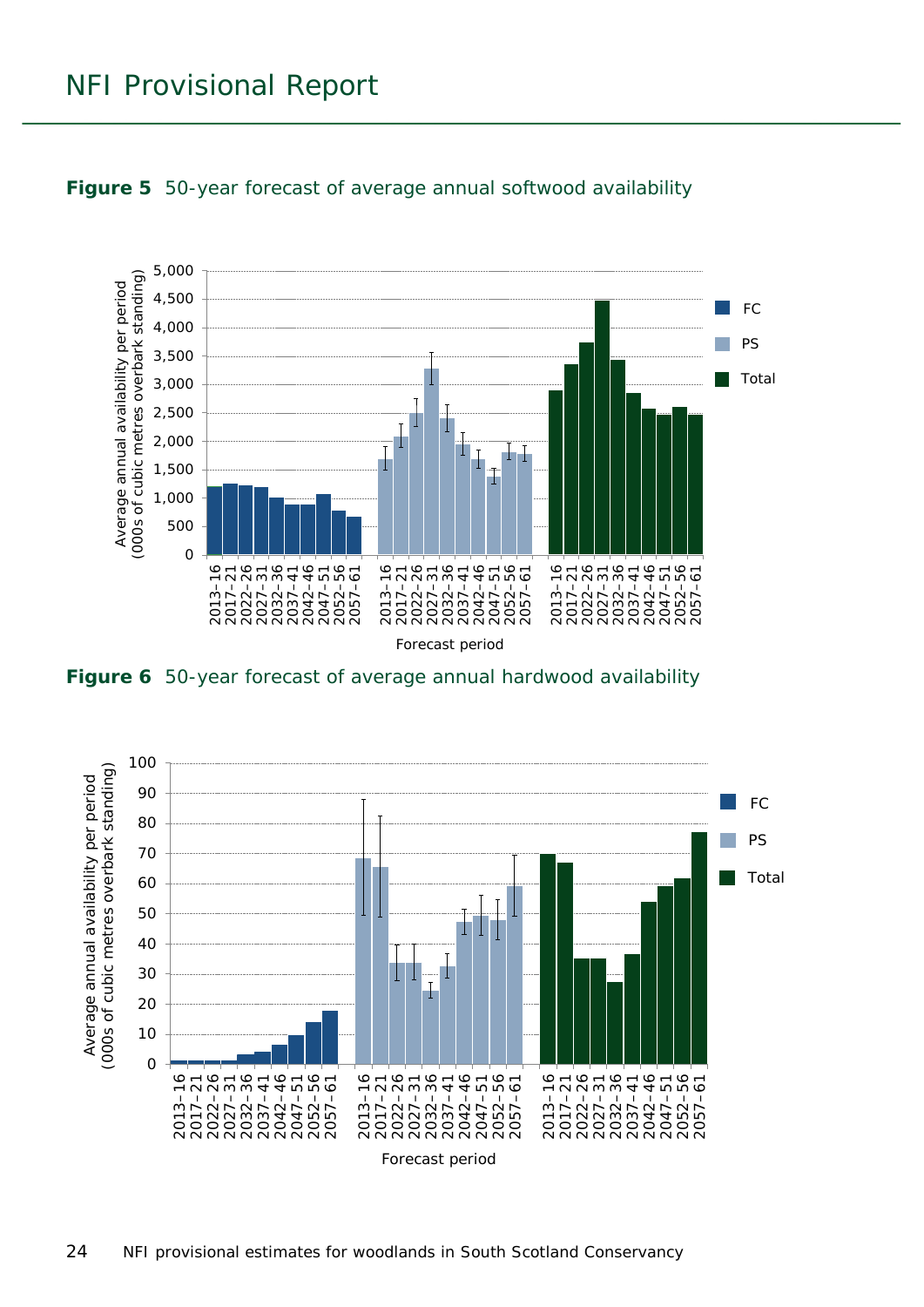**Figure 5** 50-year forecast of average annual softwood availability

**Figure 6** 50-year forecast of average annual hardwood availability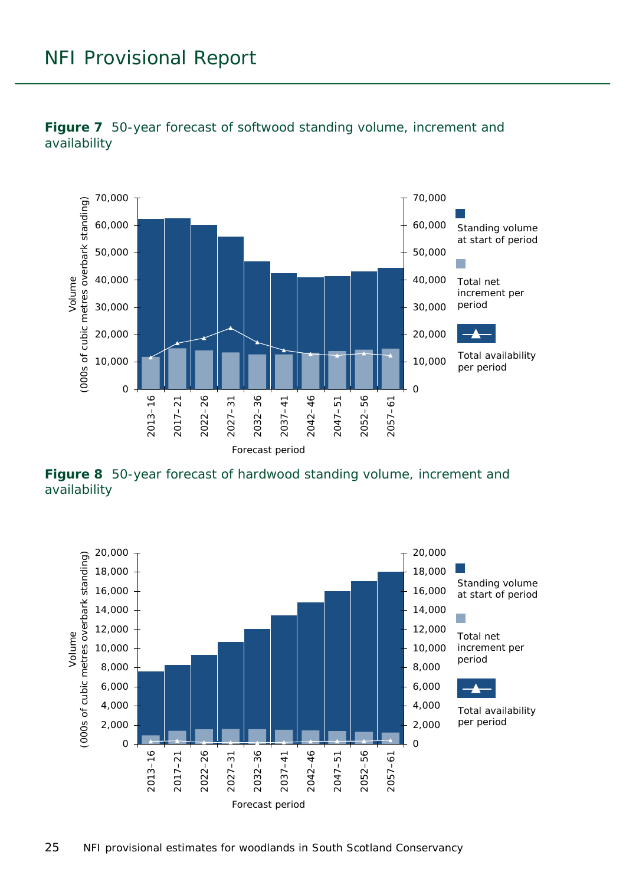**Figure 7** 50-year forecast of softwood standing volume, increment and availability

**Figure 8** 50-year forecast of hardwood standing volume, increment and availability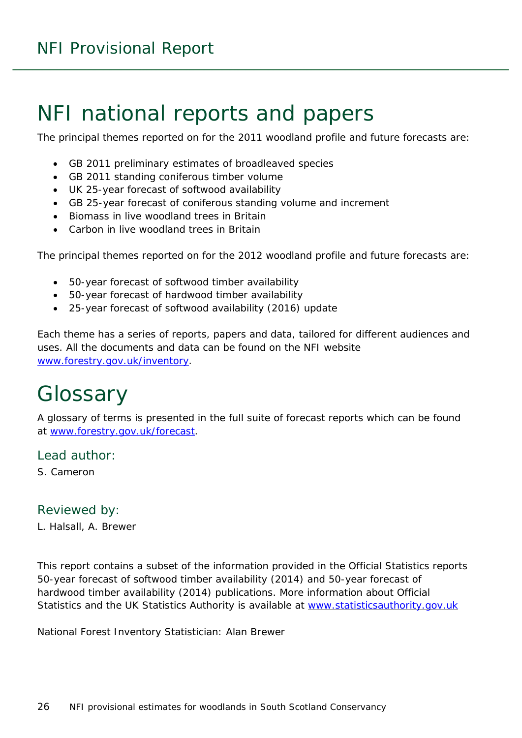# NFI national reports and papers

The principal themes reported on for the 2011 woodland profile and future forecasts are:

- GB 2011 preliminary estimates of broadleaved species
- GB 2011 standing coniferous timber volume
- UK 25-year forecast of softwood availability
- GB 25-year forecast of coniferous standing volume and increment
- Biomass in live woodland trees in Britain
- Carbon in live woodland trees in Britain

The principal themes reported on for the 2012 woodland profile and future forecasts are:

- 50-year forecast of softwood timber availability
- 50-year forecast of hardwood timber availability
- 25-year forecast of softwood availability (2016) update

Each theme has a series of reports, papers and data, tailored for different audiences and uses. All the documents and data can be found on the NFI website www.forestry.gov.uk/inventory.

# Glossary

A glossary of terms is presented in the full suite of forecast reports which can be found at www.forestry.gov.uk/forecast.

## Lead author:

S. Cameron

## Reviewed by:

L. Halsall, A. Brewer

This report contains a subset of the information provided in the Official Statistics reports 50-year forecast of softwood timber availability (2014) and 50-year forecast of hardwood timber availability (2014) publications. More information about Official Statistics and the UK Statistics Authority is available at www.statisticsauthority.gov.uk

National Forest Inventory Statistician: Alan Brewer